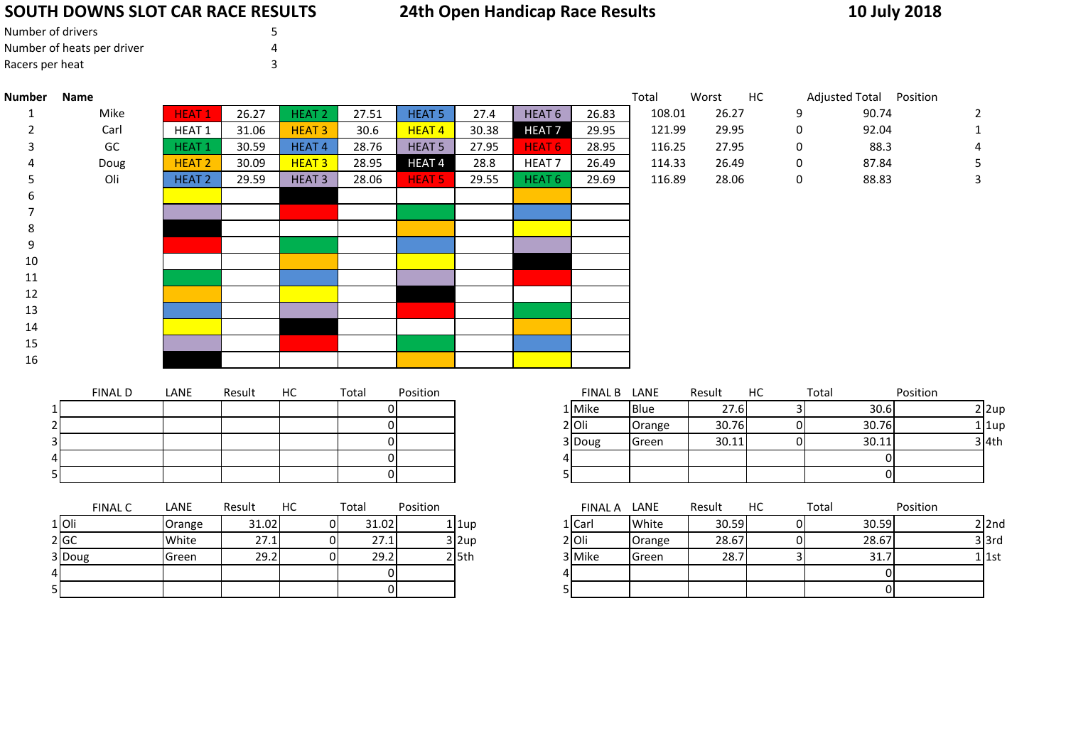# SOUTH DOWNS SLOT CAR RACE RESULTS

## 24th Open Handicap Race Results

## 10 July 2018

Number of drivers 5
Number of heats per driver 4
Racers per heat 3

| Number | Name | | | | | | | | | Total | Worst | HC | Adjusted Total | Position |
|---|---|---|---|---|---|---|---|---|---|---|---|---|---|---|
| 1 | Mike | HEAT 1 | 26.27 | HEAT 2 | 27.51 | HEAT 5 | 27.4 | HEAT 6 | 26.83 | 108.01 | 26.27 | 9 | 90.74 | 2 |
| 2 | Carl | HEAT 1 | 31.06 | HEAT 3 | 30.6 | HEAT 4 | 30.38 | HEAT 7 | 29.95 | 121.99 | 29.95 | 0 | 92.04 | 1 |
| 3 | GC | HEAT 1 | 30.59 | HEAT 4 | 28.76 | HEAT 5 | 27.95 | HEAT 6 | 28.95 | 116.25 | 27.95 | 0 | 88.3 | 4 |
| 4 | Doug | HEAT 2 | 30.09 | HEAT 3 | 28.95 | HEAT 4 | 28.8 | HEAT 7 | 26.49 | 114.33 | 26.49 | 0 | 87.84 | 5 |
| 5 | Oli | HEAT 2 | 29.59 | HEAT 3 | 28.06 | HEAT 5 | 29.55 | HEAT 6 | 29.69 | 116.89 | 28.06 | 0 | 88.83 | 3 |
| 6 | | | | | | | | | | | | | | |
| 7 | | | | | | | | | | | | | | |
| 8 | | | | | | | | | | | | | | |
| 9 | | | | | | | | | | | | | | |
| 10 | | | | | | | | | | | | | | |
| 11 | | | | | | | | | | | | | | |
| 12 | | | | | | | | | | | | | | |
| 13 | | | | | | | | | | | | | | |
| 14 | | | | | | | | | | | | | | |
| 15 | | | | | | | | | | | | | | |
| 16 | | | | | | | | | | | | | | |

| | FINAL D | LANE | Result | HC | Total | Position |
|---|---|---|---|---|---|---|
| 1 | | | | | 0 | |
| 2 | | | | | 0 | |
| 3 | | | | | 0 | |
| 4 | | | | | 0 | |
| 5 | | | | | 0 | |

| | FINAL B | LANE | Result | HC | Total | Position | |
|---|---|---|---|---|---|---|---|
| 1 | Mike | Blue | 27.6 | 3 | 30.6 | 2 | 2up |
| 2 | Oli | Orange | 30.76 | 0 | 30.76 | 1 | 1up |
| 3 | Doug | Green | 30.11 | 0 | 30.11 | 3 | 4th |
| 4 | | | | | 0 | | |
| 5 | | | | | 0 | | |

| | FINAL C | LANE | Result | HC | Total | Position | |
|---|---|---|---|---|---|---|---|
| 1 | Oli | Orange | 31.02 | 0 | 31.02 | 1 | 1up |
| 2 | GC | White | 27.1 | 0 | 27.1 | 3 | 2up |
| 3 | Doug | Green | 29.2 | 0 | 29.2 | 2 | 5th |
| 4 | | | | | 0 | | |
| 5 | | | | | 0 | | |

| | FINAL A | LANE | Result | HC | Total | Position | |
|---|---|---|---|---|---|---|---|
| 1 | Carl | White | 30.59 | 0 | 30.59 | 2 | 2nd |
| 2 | Oli | Orange | 28.67 | 0 | 28.67 | 3 | 3rd |
| 3 | Mike | Green | 28.7 | 3 | 31.7 | 1 | 1st |
| 4 | | | | | 0 | | |
| 5 | | | | | 0 | | |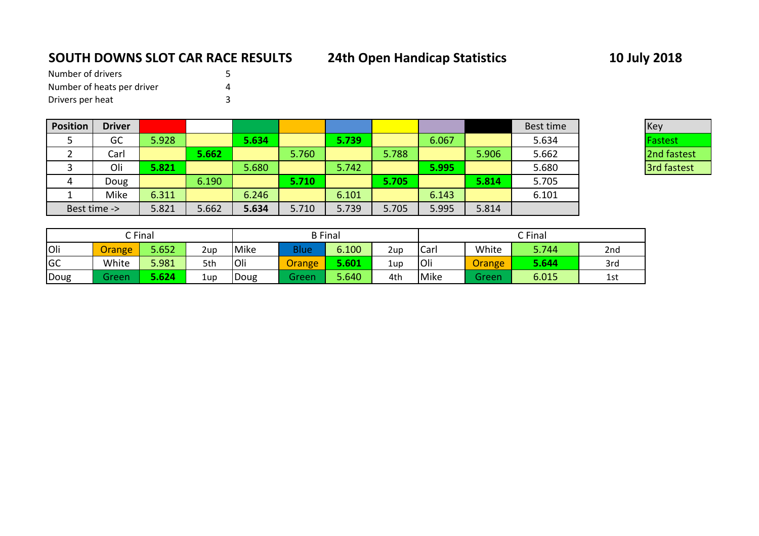# SOUTH DOWNS SLOT CAR RACE RESULTS — 24th Open Handicap Statistics — 10 July 2018

Number of drivers 5
Number of heats per driver 4
Drivers per heat 3

| Position | Driver | Red | White | Green | Orange | Blue | Yellow | Purple | Black | Best time |
|---|---|---|---|---|---|---|---|---|---|---|
| 5 | GC | 5.928 | | **5.634** | | **5.739** | | 6.067 | | 5.634 |
| 2 | Carl | | **5.662** | | 5.760 | | 5.788 | | 5.906 | 5.662 |
| 3 | Oli | **5.821** | | 5.680 | | 5.742 | | **5.995** | | 5.680 |
| 4 | Doug | | 6.190 | | **5.710** | | **5.705** | | **5.814** | 5.705 |
| 1 | Mike | 6.311 | | 6.246 | | 6.101 | | 6.143 | | 6.101 |
| Best time -> | | 5.821 | 5.662 | **5.634** | 5.710 | 5.739 | 5.705 | 5.995 | 5.814 | |

| Key |
|---|
| Fastest |
| 2nd fastest |
| 3rd fastest |

| C Final | | | | B Final | | | | C Final | | | |
|---|---|---|---|---|---|---|---|---|---|---|---|
| Oli | Orange | 5.652 | 2up | Mike | Blue | 6.100 | 2up | Carl | White | 5.744 | 2nd |
| GC | White | 5.981 | 5th | Oli | Orange | **5.601** | 1up | Oli | Orange | **5.644** | 3rd |
| Doug | Green | **5.624** | 1up | Doug | Green | 5.640 | 4th | Mike | Green | 6.015 | 1st |